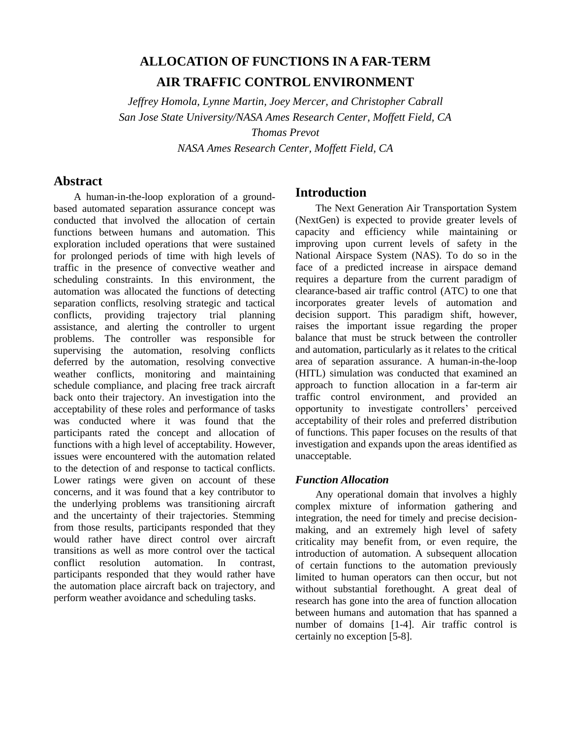# ALLOCATION OF FUNCTIONS IN A FAR-TERM AIR TRAFFIC CONTROL ENVIRONMENT

*Jeffrey Homola, Lynne Martin, Joey Mercer, and Christopher Cabrall*
*San Jose State University/NASA Ames Research Center, Moffett Field, CA*
*Thomas Prevot*
*NASA Ames Research Center, Moffett Field, CA*

## Abstract

A human-in-the-loop exploration of a ground-based automated separation assurance concept was conducted that involved the allocation of certain functions between humans and automation. This exploration included operations that were sustained for prolonged periods of time with high levels of traffic in the presence of convective weather and scheduling constraints. In this environment, the automation was allocated the functions of detecting separation conflicts, resolving strategic and tactical conflicts, providing trajectory trial planning assistance, and alerting the controller to urgent problems. The controller was responsible for supervising the automation, resolving conflicts deferred by the automation, resolving convective weather conflicts, monitoring and maintaining schedule compliance, and placing free track aircraft back onto their trajectory. An investigation into the acceptability of these roles and performance of tasks was conducted where it was found that the participants rated the concept and allocation of functions with a high level of acceptability. However, issues were encountered with the automation related to the detection of and response to tactical conflicts. Lower ratings were given on account of these concerns, and it was found that a key contributor to the underlying problems was transitioning aircraft and the uncertainty of their trajectories. Stemming from those results, participants responded that they would rather have direct control over aircraft transitions as well as more control over the tactical conflict resolution automation. In contrast, participants responded that they would rather have the automation place aircraft back on trajectory, and perform weather avoidance and scheduling tasks.

## Introduction

The Next Generation Air Transportation System (NextGen) is expected to provide greater levels of capacity and efficiency while maintaining or improving upon current levels of safety in the National Airspace System (NAS). To do so in the face of a predicted increase in airspace demand requires a departure from the current paradigm of clearance-based air traffic control (ATC) to one that incorporates greater levels of automation and decision support. This paradigm shift, however, raises the important issue regarding the proper balance that must be struck between the controller and automation, particularly as it relates to the critical area of separation assurance. A human-in-the-loop (HITL) simulation was conducted that examined an approach to function allocation in a far-term air traffic control environment, and provided an opportunity to investigate controllers' perceived acceptability of their roles and preferred distribution of functions. This paper focuses on the results of that investigation and expands upon the areas identified as unacceptable.

### *Function Allocation*

Any operational domain that involves a highly complex mixture of information gathering and integration, the need for timely and precise decision-making, and an extremely high level of safety criticality may benefit from, or even require, the introduction of automation. A subsequent allocation of certain functions to the automation previously limited to human operators can then occur, but not without substantial forethought. A great deal of research has gone into the area of function allocation between humans and automation that has spanned a number of domains [1-4]. Air traffic control is certainly no exception [5-8].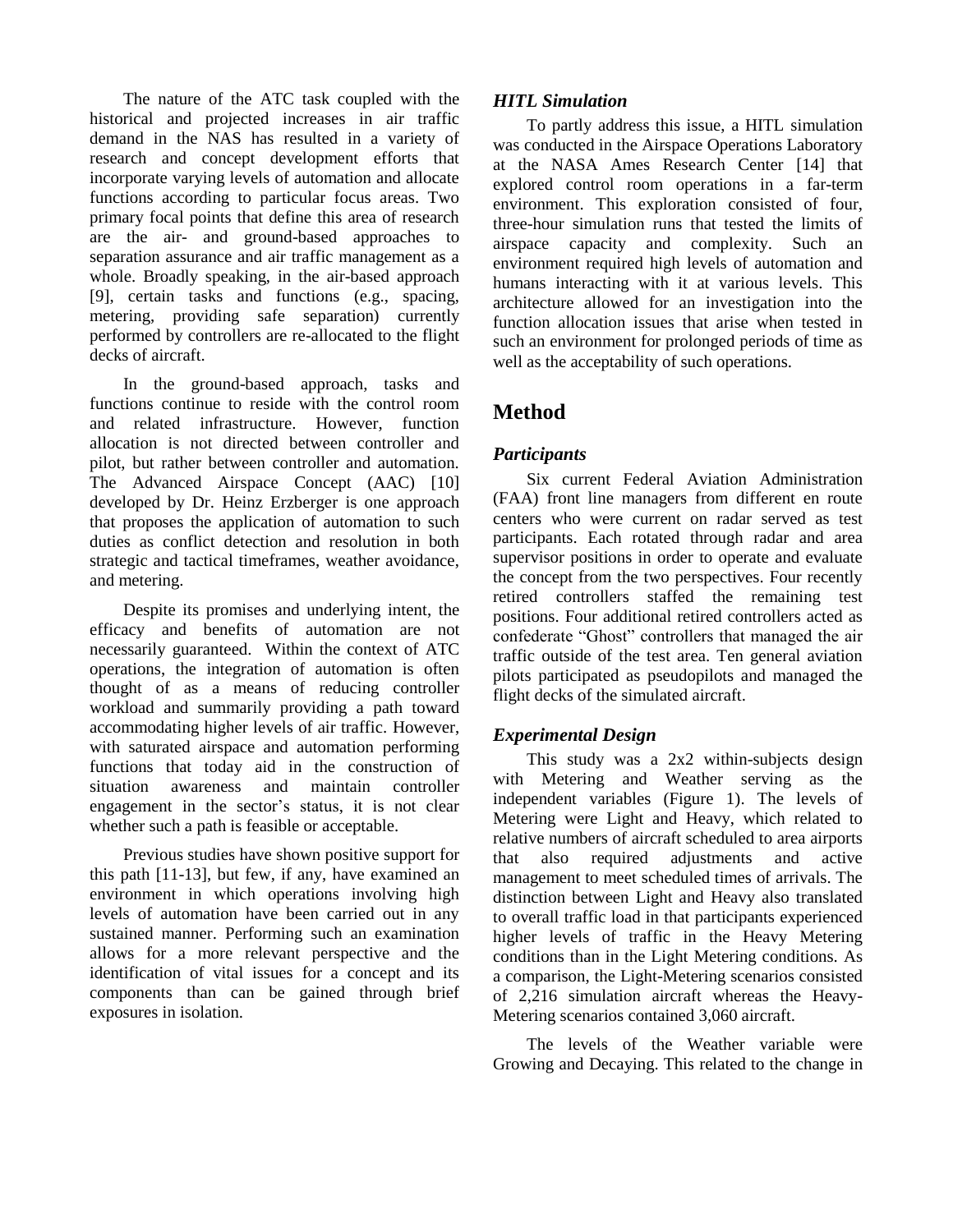The nature of the ATC task coupled with the historical and projected increases in air traffic demand in the NAS has resulted in a variety of research and concept development efforts that incorporate varying levels of automation and allocate functions according to particular focus areas. Two primary focal points that define this area of research are the air- and ground-based approaches to separation assurance and air traffic management as a whole. Broadly speaking, in the air-based approach [9], certain tasks and functions (e.g., spacing, metering, providing safe separation) currently performed by controllers are re-allocated to the flight decks of aircraft.

In the ground-based approach, tasks and functions continue to reside with the control room and related infrastructure. However, function allocation is not directed between controller and pilot, but rather between controller and automation. The Advanced Airspace Concept (AAC) [10] developed by Dr. Heinz Erzberger is one approach that proposes the application of automation to such duties as conflict detection and resolution in both strategic and tactical timeframes, weather avoidance, and metering.

Despite its promises and underlying intent, the efficacy and benefits of automation are not necessarily guaranteed. Within the context of ATC operations, the integration of automation is often thought of as a means of reducing controller workload and summarily providing a path toward accommodating higher levels of air traffic. However, with saturated airspace and automation performing functions that today aid in the construction of situation awareness and maintain controller engagement in the sector's status, it is not clear whether such a path is feasible or acceptable.

Previous studies have shown positive support for this path [11-13], but few, if any, have examined an environment in which operations involving high levels of automation have been carried out in any sustained manner. Performing such an examination allows for a more relevant perspective and the identification of vital issues for a concept and its components than can be gained through brief exposures in isolation.

### *HITL Simulation*

To partly address this issue, a HITL simulation was conducted in the Airspace Operations Laboratory at the NASA Ames Research Center [14] that explored control room operations in a far-term environment. This exploration consisted of four, three-hour simulation runs that tested the limits of airspace capacity and complexity. Such an environment required high levels of automation and humans interacting with it at various levels. This architecture allowed for an investigation into the function allocation issues that arise when tested in such an environment for prolonged periods of time as well as the acceptability of such operations.

## Method

### *Participants*

Six current Federal Aviation Administration (FAA) front line managers from different en route centers who were current on radar served as test participants. Each rotated through radar and area supervisor positions in order to operate and evaluate the concept from the two perspectives. Four recently retired controllers staffed the remaining test positions. Four additional retired controllers acted as confederate "Ghost" controllers that managed the air traffic outside of the test area. Ten general aviation pilots participated as pseudopilots and managed the flight decks of the simulated aircraft.

### *Experimental Design*

This study was a 2x2 within-subjects design with Metering and Weather serving as the independent variables (Figure 1). The levels of Metering were Light and Heavy, which related to relative numbers of aircraft scheduled to area airports that also required adjustments and active management to meet scheduled times of arrivals. The distinction between Light and Heavy also translated to overall traffic load in that participants experienced higher levels of traffic in the Heavy Metering conditions than in the Light Metering conditions. As a comparison, the Light-Metering scenarios consisted of 2,216 simulation aircraft whereas the Heavy-Metering scenarios contained 3,060 aircraft.

The levels of the Weather variable were Growing and Decaying. This related to the change in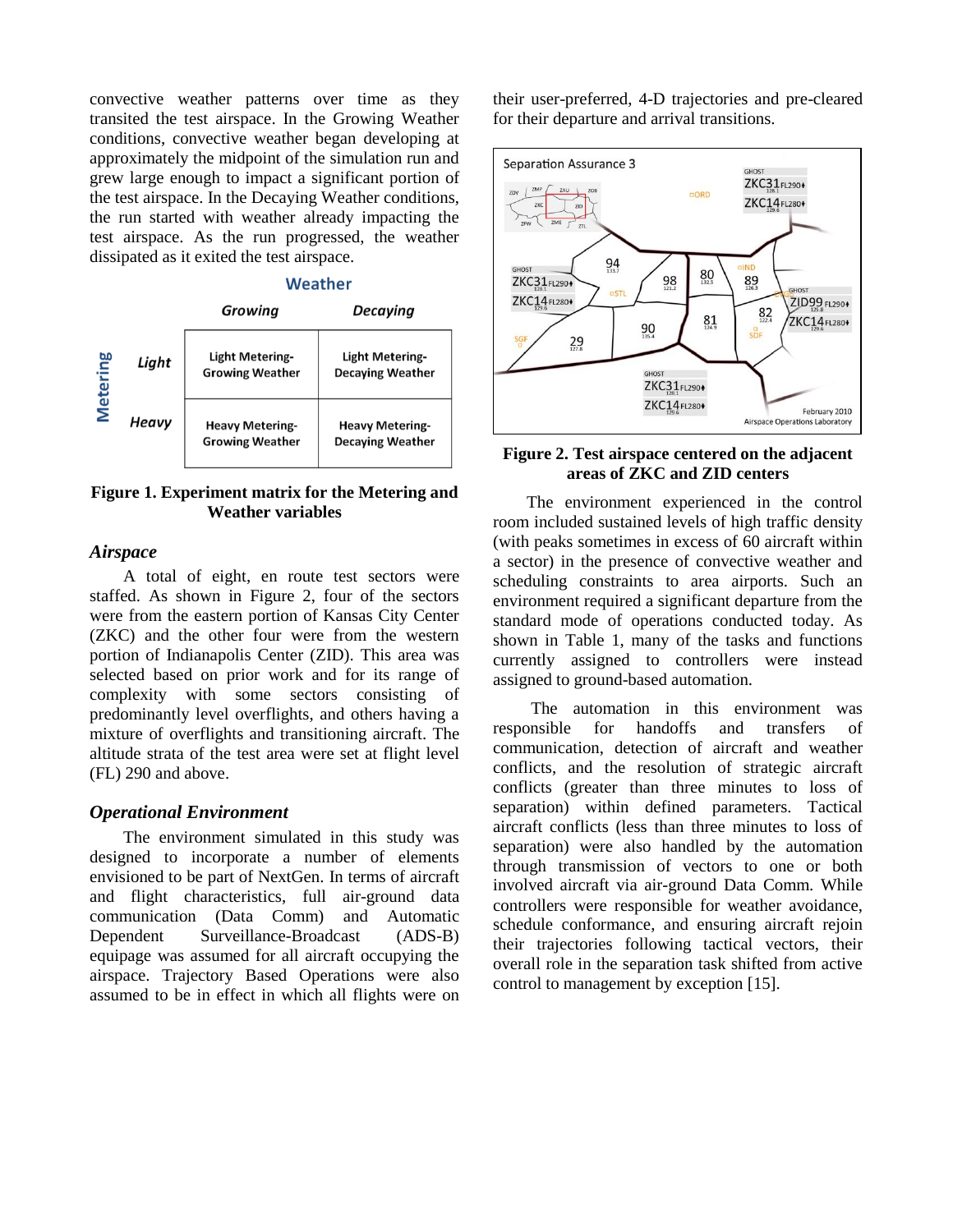convective weather patterns over time as they transited the test airspace. In the Growing Weather conditions, convective weather began developing at approximately the midpoint of the simulation run and grew large enough to impact a significant portion of the test airspace. In the Decaying Weather conditions, the run started with weather already impacting the test airspace. As the run progressed, the weather dissipated as it exited the test airspace.

| | | Weather | |
|---|---|---|---|
| | | Growing | Decaying |
| Metering | Light | Light Metering-Growing Weather | Light Metering-Decaying Weather |
| | Heavy | Heavy Metering-Growing Weather | Heavy Metering-Decaying Weather |

**Figure 1. Experiment matrix for the Metering and Weather variables**

### *Airspace*

A total of eight, en route test sectors were staffed. As shown in Figure 2, four of the sectors were from the eastern portion of Kansas City Center (ZKC) and the other four were from the western portion of Indianapolis Center (ZID). This area was selected based on prior work and for its range of complexity with some sectors consisting of predominantly level overflights, and others having a mixture of overflights and transitioning aircraft. The altitude strata of the test area were set at flight level (FL) 290 and above.

### *Operational Environment*

The environment simulated in this study was designed to incorporate a number of elements envisioned to be part of NextGen. In terms of aircraft and flight characteristics, full air-ground data communication (Data Comm) and Automatic Dependent Surveillance-Broadcast (ADS-B) equipage was assumed for all aircraft occupying the airspace. Trajectory Based Operations were also assumed to be in effect in which all flights were on their user-preferred, 4-D trajectories and pre-cleared for their departure and arrival transitions.

**Figure 2. Test airspace centered on the adjacent areas of ZKC and ZID centers**

The environment experienced in the control room included sustained levels of high traffic density (with peaks sometimes in excess of 60 aircraft within a sector) in the presence of convective weather and scheduling constraints to area airports. Such an environment required a significant departure from the standard mode of operations conducted today. As shown in Table 1, many of the tasks and functions currently assigned to controllers were instead assigned to ground-based automation.

The automation in this environment was responsible for handoffs and transfers of communication, detection of aircraft and weather conflicts, and the resolution of strategic aircraft conflicts (greater than three minutes to loss of separation) within defined parameters. Tactical aircraft conflicts (less than three minutes to loss of separation) were also handled by the automation through transmission of vectors to one or both involved aircraft via air-ground Data Comm. While controllers were responsible for weather avoidance, schedule conformance, and ensuring aircraft rejoin their trajectories following tactical vectors, their overall role in the separation task shifted from active control to management by exception [15].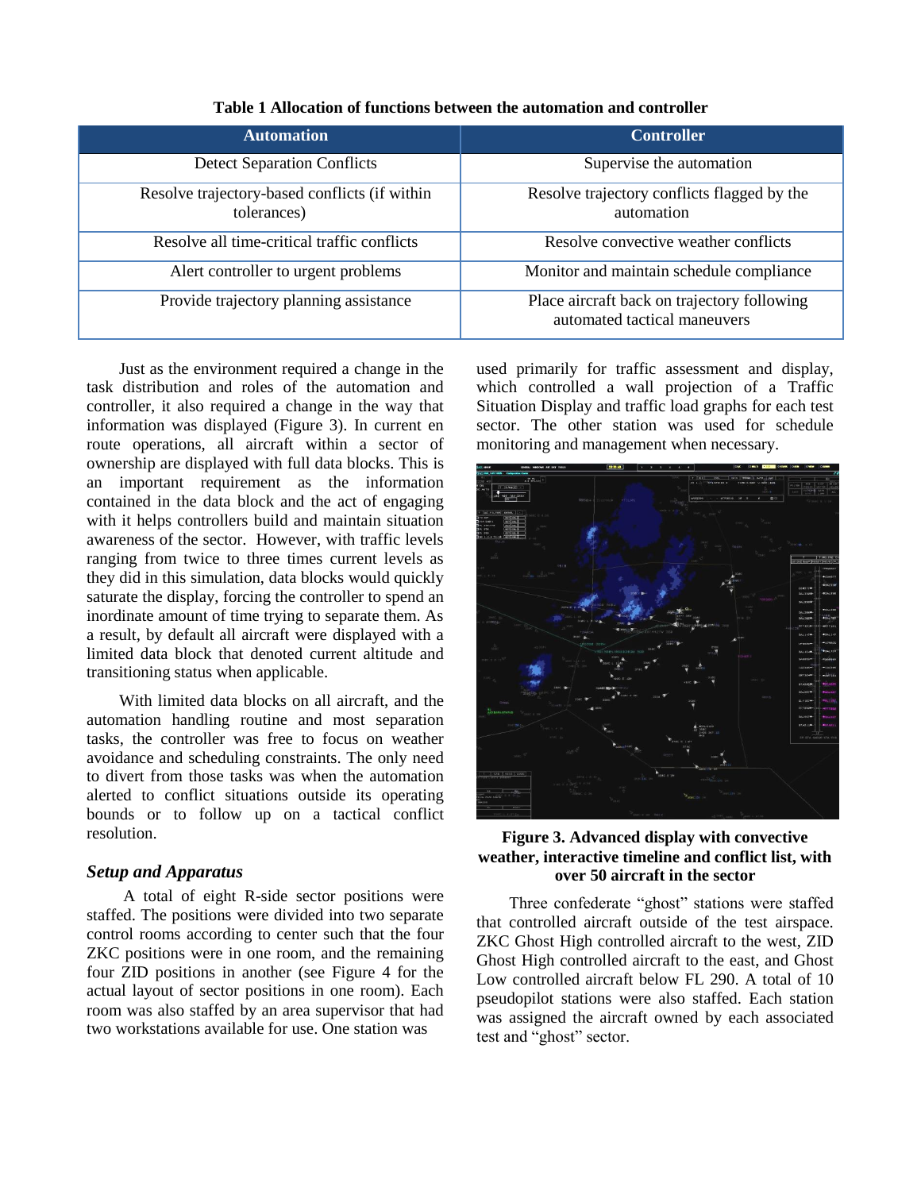**Table 1 Allocation of functions between the automation and controller**

| Automation | Controller |
|---|---|
| Detect Separation Conflicts | Supervise the automation |
| Resolve trajectory-based conflicts (if within tolerances) | Resolve trajectory conflicts flagged by the automation |
| Resolve all time-critical traffic conflicts | Resolve convective weather conflicts |
| Alert controller to urgent problems | Monitor and maintain schedule compliance |
| Provide trajectory planning assistance | Place aircraft back on trajectory following automated tactical maneuvers |

Just as the environment required a change in the task distribution and roles of the automation and controller, it also required a change in the way that information was displayed (Figure 3). In current en route operations, all aircraft within a sector of ownership are displayed with full data blocks. This is an important requirement as the information contained in the data block and the act of engaging with it helps controllers build and maintain situation awareness of the sector. However, with traffic levels ranging from twice to three times current levels as they did in this simulation, data blocks would quickly saturate the display, forcing the controller to spend an inordinate amount of time trying to separate them. As a result, by default all aircraft were displayed with a limited data block that denoted current altitude and transitioning status when applicable.

With limited data blocks on all aircraft, and the automation handling routine and most separation tasks, the controller was free to focus on weather avoidance and scheduling constraints. The only need to divert from those tasks was when the automation alerted to conflict situations outside its operating bounds or to follow up on a tactical conflict resolution.

### *Setup and Apparatus*

A total of eight R-side sector positions were staffed. The positions were divided into two separate control rooms according to center such that the four ZKC positions were in one room, and the remaining four ZID positions in another (see Figure 4 for the actual layout of sector positions in one room). Each room was also staffed by an area supervisor that had two workstations available for use. One station was used primarily for traffic assessment and display, which controlled a wall projection of a Traffic Situation Display and traffic load graphs for each test sector. The other station was used for schedule monitoring and management when necessary.

**Figure 3. Advanced display with convective weather, interactive timeline and conflict list, with over 50 aircraft in the sector**

Three confederate "ghost" stations were staffed that controlled aircraft outside of the test airspace. ZKC Ghost High controlled aircraft to the west, ZID Ghost High controlled aircraft to the east, and Ghost Low controlled aircraft below FL 290. A total of 10 pseudopilot stations were also staffed. Each station was assigned the aircraft owned by each associated test and "ghost" sector.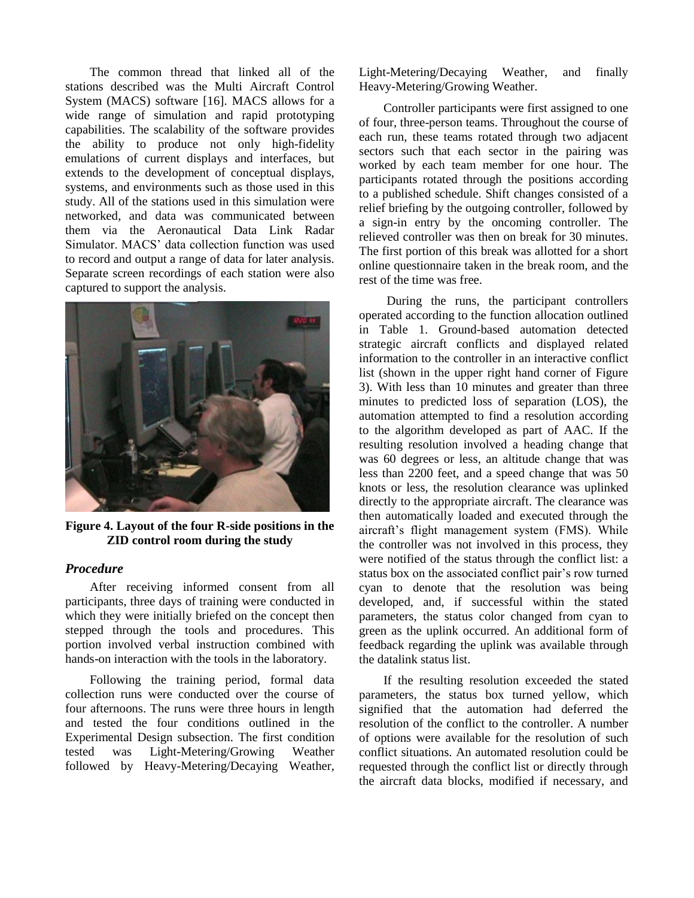The common thread that linked all of the stations described was the Multi Aircraft Control System (MACS) software [16]. MACS allows for a wide range of simulation and rapid prototyping capabilities. The scalability of the software provides the ability to produce not only high-fidelity emulations of current displays and interfaces, but extends to the development of conceptual displays, systems, and environments such as those used in this study. All of the stations used in this simulation were networked, and data was communicated between them via the Aeronautical Data Link Radar Simulator. MACS' data collection function was used to record and output a range of data for later analysis. Separate screen recordings of each station were also captured to support the analysis.

**Figure 4. Layout of the four R-side positions in the ZID control room during the study**

### *Procedure*

After receiving informed consent from all participants, three days of training were conducted in which they were initially briefed on the concept then stepped through the tools and procedures. This portion involved verbal instruction combined with hands-on interaction with the tools in the laboratory.

Following the training period, formal data collection runs were conducted over the course of four afternoons. The runs were three hours in length and tested the four conditions outlined in the Experimental Design subsection. The first condition tested was Light-Metering/Growing Weather followed by Heavy-Metering/Decaying Weather, Light-Metering/Decaying Weather, and finally Heavy-Metering/Growing Weather.

Controller participants were first assigned to one of four, three-person teams. Throughout the course of each run, these teams rotated through two adjacent sectors such that each sector in the pairing was worked by each team member for one hour. The participants rotated through the positions according to a published schedule. Shift changes consisted of a relief briefing by the outgoing controller, followed by a sign-in entry by the oncoming controller. The relieved controller was then on break for 30 minutes. The first portion of this break was allotted for a short online questionnaire taken in the break room, and the rest of the time was free.

During the runs, the participant controllers operated according to the function allocation outlined in Table 1. Ground-based automation detected strategic aircraft conflicts and displayed related information to the controller in an interactive conflict list (shown in the upper right hand corner of Figure 3). With less than 10 minutes and greater than three minutes to predicted loss of separation (LOS), the automation attempted to find a resolution according to the algorithm developed as part of AAC. If the resulting resolution involved a heading change that was 60 degrees or less, an altitude change that was less than 2200 feet, and a speed change that was 50 knots or less, the resolution clearance was uplinked directly to the appropriate aircraft. The clearance was then automatically loaded and executed through the aircraft's flight management system (FMS). While the controller was not involved in this process, they were notified of the status through the conflict list: a status box on the associated conflict pair's row turned cyan to denote that the resolution was being developed, and, if successful within the stated parameters, the status color changed from cyan to green as the uplink occurred. An additional form of feedback regarding the uplink was available through the datalink status list.

If the resulting resolution exceeded the stated parameters, the status box turned yellow, which signified that the automation had deferred the resolution of the conflict to the controller. A number of options were available for the resolution of such conflict situations. An automated resolution could be requested through the conflict list or directly through the aircraft data blocks, modified if necessary, and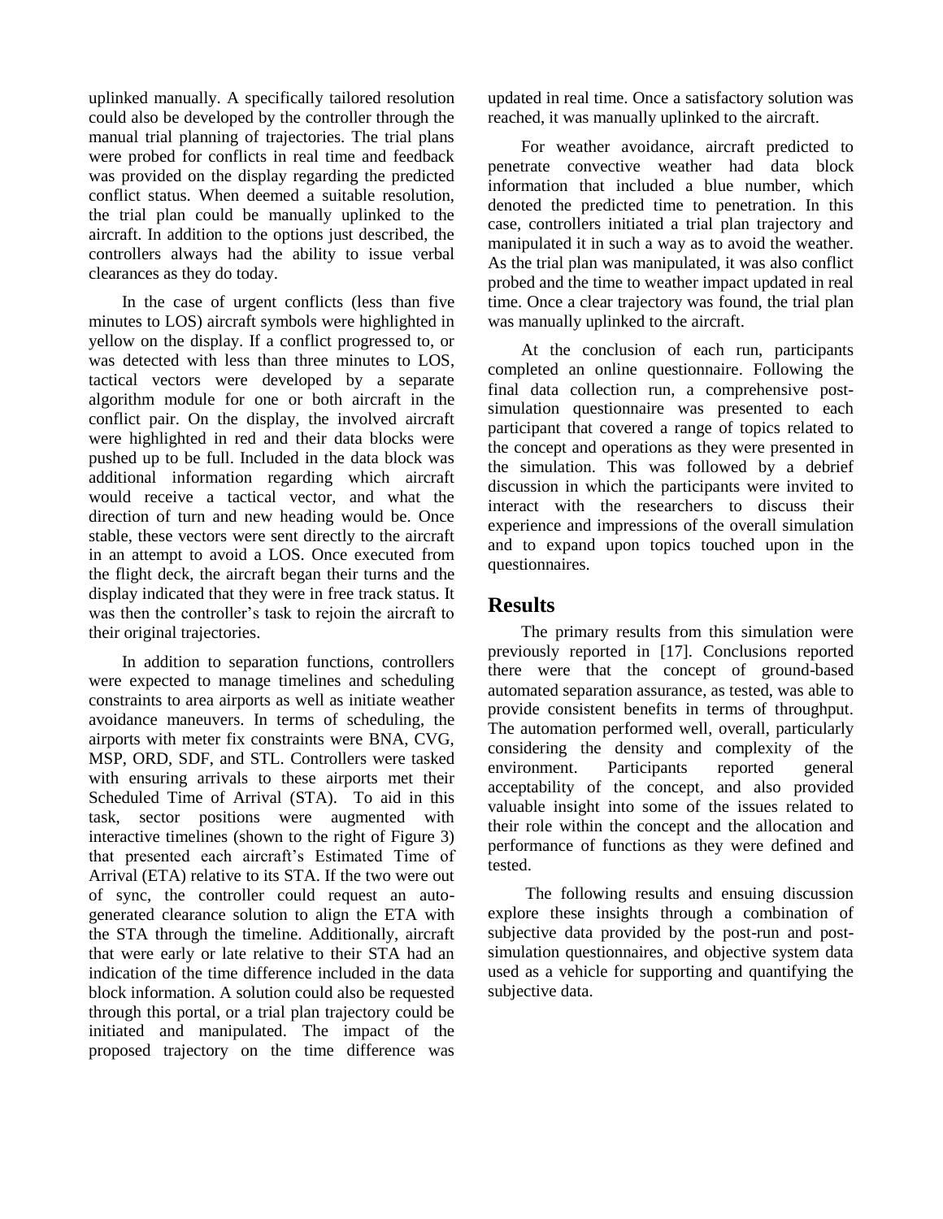uplinked manually. A specifically tailored resolution could also be developed by the controller through the manual trial planning of trajectories. The trial plans were probed for conflicts in real time and feedback was provided on the display regarding the predicted conflict status. When deemed a suitable resolution, the trial plan could be manually uplinked to the aircraft. In addition to the options just described, the controllers always had the ability to issue verbal clearances as they do today.

In the case of urgent conflicts (less than five minutes to LOS) aircraft symbols were highlighted in yellow on the display. If a conflict progressed to, or was detected with less than three minutes to LOS, tactical vectors were developed by a separate algorithm module for one or both aircraft in the conflict pair. On the display, the involved aircraft were highlighted in red and their data blocks were pushed up to be full. Included in the data block was additional information regarding which aircraft would receive a tactical vector, and what the direction of turn and new heading would be. Once stable, these vectors were sent directly to the aircraft in an attempt to avoid a LOS. Once executed from the flight deck, the aircraft began their turns and the display indicated that they were in free track status. It was then the controller's task to rejoin the aircraft to their original trajectories.

In addition to separation functions, controllers were expected to manage timelines and scheduling constraints to area airports as well as initiate weather avoidance maneuvers. In terms of scheduling, the airports with meter fix constraints were BNA, CVG, MSP, ORD, SDF, and STL. Controllers were tasked with ensuring arrivals to these airports met their Scheduled Time of Arrival (STA). To aid in this task, sector positions were augmented with interactive timelines (shown to the right of Figure 3) that presented each aircraft's Estimated Time of Arrival (ETA) relative to its STA. If the two were out of sync, the controller could request an auto-generated clearance solution to align the ETA with the STA through the timeline. Additionally, aircraft that were early or late relative to their STA had an indication of the time difference included in the data block information. A solution could also be requested through this portal, or a trial plan trajectory could be initiated and manipulated. The impact of the proposed trajectory on the time difference was updated in real time. Once a satisfactory solution was reached, it was manually uplinked to the aircraft.

For weather avoidance, aircraft predicted to penetrate convective weather had data block information that included a blue number, which denoted the predicted time to penetration. In this case, controllers initiated a trial plan trajectory and manipulated it in such a way as to avoid the weather. As the trial plan was manipulated, it was also conflict probed and the time to weather impact updated in real time. Once a clear trajectory was found, the trial plan was manually uplinked to the aircraft.

At the conclusion of each run, participants completed an online questionnaire. Following the final data collection run, a comprehensive post-simulation questionnaire was presented to each participant that covered a range of topics related to the concept and operations as they were presented in the simulation. This was followed by a debrief discussion in which the participants were invited to interact with the researchers to discuss their experience and impressions of the overall simulation and to expand upon topics touched upon in the questionnaires.

## Results

The primary results from this simulation were previously reported in [17]. Conclusions reported there were that the concept of ground-based automated separation assurance, as tested, was able to provide consistent benefits in terms of throughput. The automation performed well, overall, particularly considering the density and complexity of the environment. Participants reported general acceptability of the concept, and also provided valuable insight into some of the issues related to their role within the concept and the allocation and performance of functions as they were defined and tested.

The following results and ensuing discussion explore these insights through a combination of subjective data provided by the post-run and post-simulation questionnaires, and objective system data used as a vehicle for supporting and quantifying the subjective data.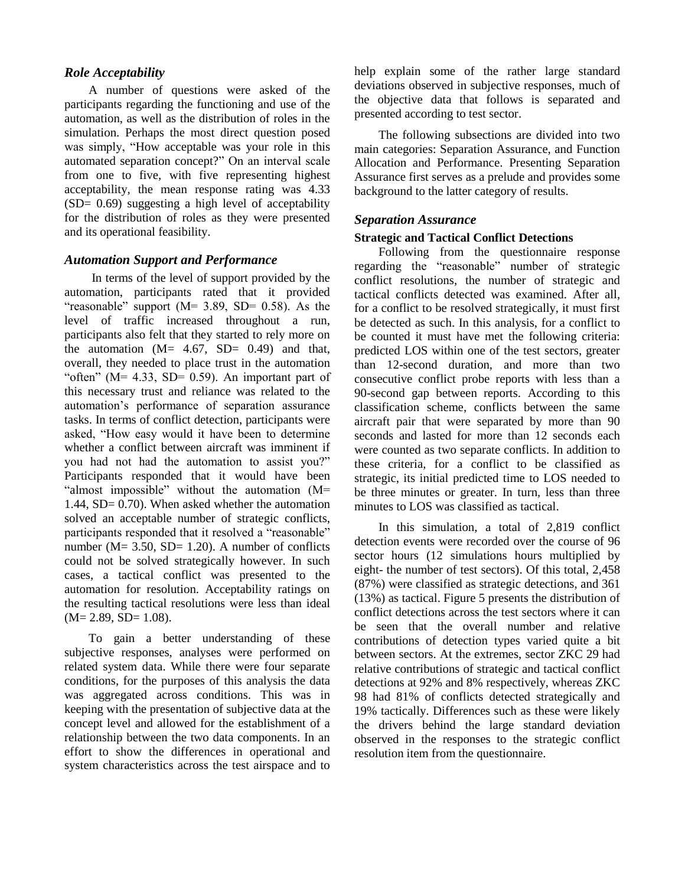### *Role Acceptability*

A number of questions were asked of the participants regarding the functioning and use of the automation, as well as the distribution of roles in the simulation. Perhaps the most direct question posed was simply, "How acceptable was your role in this automated separation concept?" On an interval scale from one to five, with five representing highest acceptability, the mean response rating was 4.33 (SD= 0.69) suggesting a high level of acceptability for the distribution of roles as they were presented and its operational feasibility.

### *Automation Support and Performance*

In terms of the level of support provided by the automation, participants rated that it provided "reasonable" support (M= 3.89, SD= 0.58). As the level of traffic increased throughout a run, participants also felt that they started to rely more on the automation (M= 4.67, SD= 0.49) and that, overall, they needed to place trust in the automation "often" (M= 4.33, SD= 0.59). An important part of this necessary trust and reliance was related to the automation's performance of separation assurance tasks. In terms of conflict detection, participants were asked, "How easy would it have been to determine whether a conflict between aircraft was imminent if you had not had the automation to assist you?" Participants responded that it would have been "almost impossible" without the automation (M= 1.44, SD= 0.70). When asked whether the automation solved an acceptable number of strategic conflicts, participants responded that it resolved a "reasonable" number (M= 3.50, SD= 1.20). A number of conflicts could not be solved strategically however. In such cases, a tactical conflict was presented to the automation for resolution. Acceptability ratings on the resulting tactical resolutions were less than ideal (M= 2.89, SD= 1.08).

To gain a better understanding of these subjective responses, analyses were performed on related system data. While there were four separate conditions, for the purposes of this analysis the data was aggregated across conditions. This was in keeping with the presentation of subjective data at the concept level and allowed for the establishment of a relationship between the two data components. In an effort to show the differences in operational and system characteristics across the test airspace and to help explain some of the rather large standard deviations observed in subjective responses, much of the objective data that follows is separated and presented according to test sector.

The following subsections are divided into two main categories: Separation Assurance, and Function Allocation and Performance. Presenting Separation Assurance first serves as a prelude and provides some background to the latter category of results.

### *Separation Assurance*

#### Strategic and Tactical Conflict Detections

Following from the questionnaire response regarding the "reasonable" number of strategic conflict resolutions, the number of strategic and tactical conflicts detected was examined. After all, for a conflict to be resolved strategically, it must first be detected as such. In this analysis, for a conflict to be counted it must have met the following criteria: predicted LOS within one of the test sectors, greater than 12-second duration, and more than two consecutive conflict probe reports with less than a 90-second gap between reports. According to this classification scheme, conflicts between the same aircraft pair that were separated by more than 90 seconds and lasted for more than 12 seconds each were counted as two separate conflicts. In addition to these criteria, for a conflict to be classified as strategic, its initial predicted time to LOS needed to be three minutes or greater. In turn, less than three minutes to LOS was classified as tactical.

In this simulation, a total of 2,819 conflict detection events were recorded over the course of 96 sector hours (12 simulations hours multiplied by eight- the number of test sectors). Of this total, 2,458 (87%) were classified as strategic detections, and 361 (13%) as tactical. Figure 5 presents the distribution of conflict detections across the test sectors where it can be seen that the overall number and relative contributions of detection types varied quite a bit between sectors. At the extremes, sector ZKC 29 had relative contributions of strategic and tactical conflict detections at 92% and 8% respectively, whereas ZKC 98 had 81% of conflicts detected strategically and 19% tactically. Differences such as these were likely the drivers behind the large standard deviation observed in the responses to the strategic conflict resolution item from the questionnaire.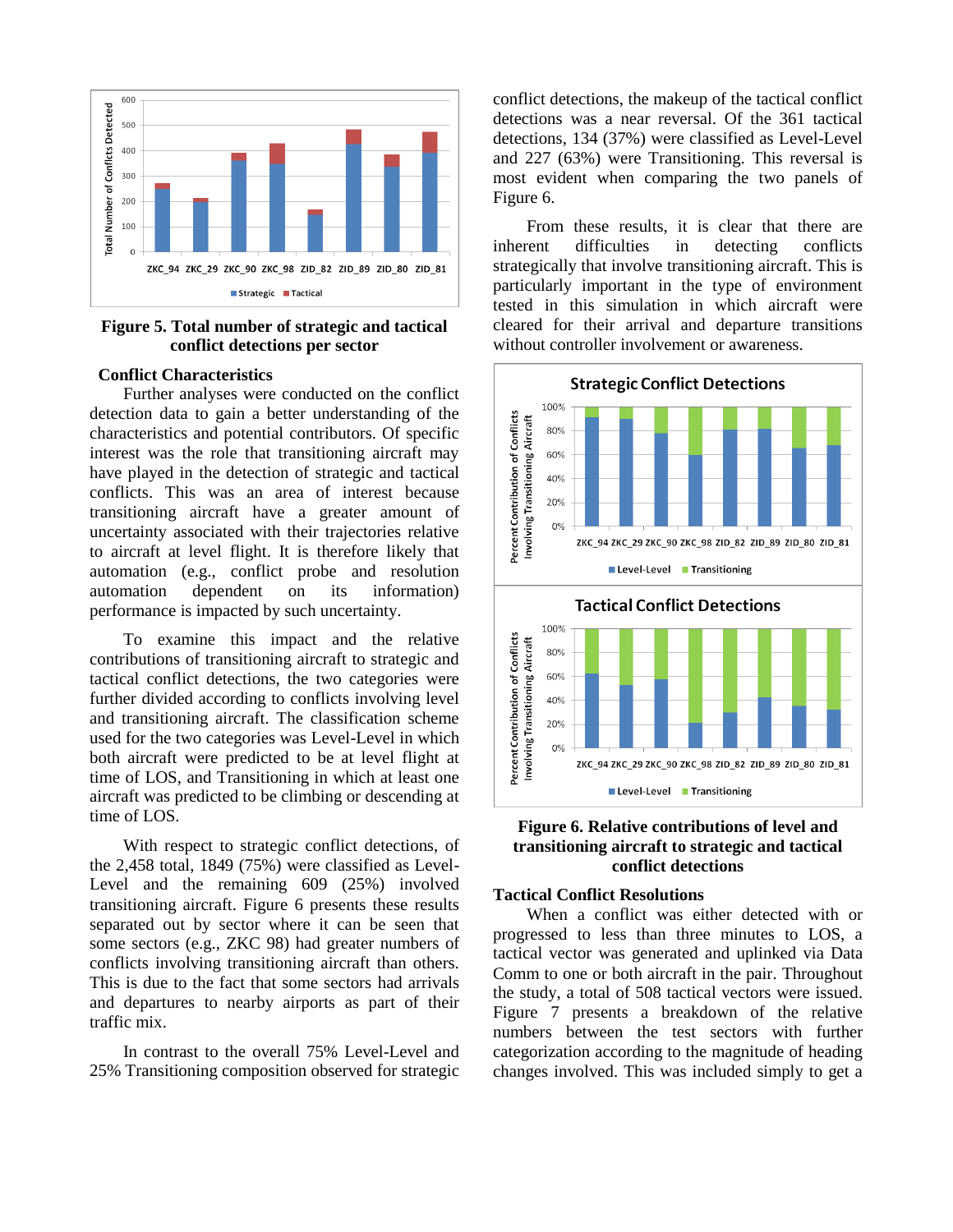Figure 5. Total number of strategic and tactical conflict detections per sector

### Conflict Characteristics

Further analyses were conducted on the conflict detection data to gain a better understanding of the characteristics and potential contributors. Of specific interest was the role that transitioning aircraft may have played in the detection of strategic and tactical conflicts. This was an area of interest because transitioning aircraft have a greater amount of uncertainty associated with their trajectories relative to aircraft at level flight. It is therefore likely that automation (e.g., conflict probe and resolution automation dependent on its information) performance is impacted by such uncertainty.

To examine this impact and the relative contributions of transitioning aircraft to strategic and tactical conflict detections, the two categories were further divided according to conflicts involving level and transitioning aircraft. The classification scheme used for the two categories was Level-Level in which both aircraft were predicted to be at level flight at time of LOS, and Transitioning in which at least one aircraft was predicted to be climbing or descending at time of LOS.

With respect to strategic conflict detections, of the 2,458 total, 1849 (75%) were classified as Level-Level and the remaining 609 (25%) involved transitioning aircraft. Figure 6 presents these results separated out by sector where it can be seen that some sectors (e.g., ZKC 98) had greater numbers of conflicts involving transitioning aircraft than others. This is due to the fact that some sectors had arrivals and departures to nearby airports as part of their traffic mix.

In contrast to the overall 75% Level-Level and 25% Transitioning composition observed for strategic conflict detections, the makeup of the tactical conflict detections was a near reversal. Of the 361 tactical detections, 134 (37%) were classified as Level-Level and 227 (63%) were Transitioning. This reversal is most evident when comparing the two panels of Figure 6.

From these results, it is clear that there are inherent difficulties in detecting conflicts strategically that involve transitioning aircraft. This is particularly important in the type of environment tested in this simulation in which aircraft were cleared for their arrival and departure transitions without controller involvement or awareness.

Figure 6. Relative contributions of level and transitioning aircraft to strategic and tactical conflict detections

### Tactical Conflict Resolutions

When a conflict was either detected with or progressed to less than three minutes to LOS, a tactical vector was generated and uplinked via Data Comm to one or both aircraft in the pair. Throughout the study, a total of 508 tactical vectors were issued. Figure 7 presents a breakdown of the relative numbers between the test sectors with further categorization according to the magnitude of heading changes involved. This was included simply to get a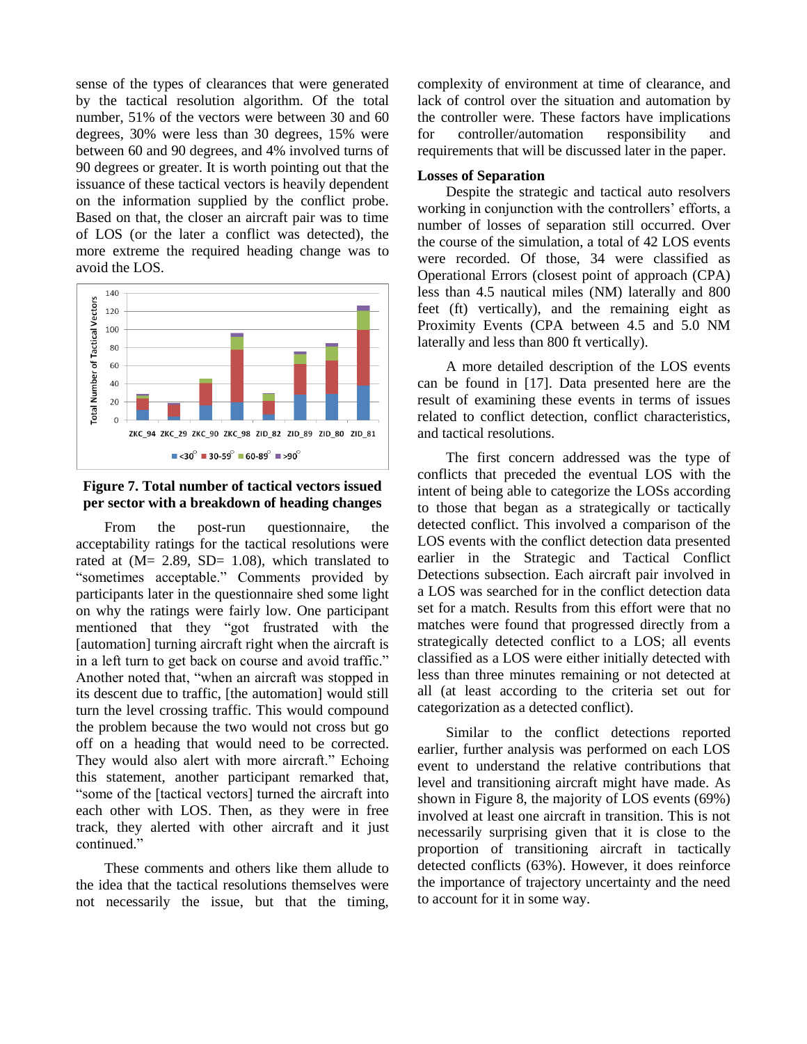sense of the types of clearances that were generated by the tactical resolution algorithm. Of the total number, 51% of the vectors were between 30 and 60 degrees, 30% were less than 30 degrees, 15% were between 60 and 90 degrees, and 4% involved turns of 90 degrees or greater. It is worth pointing out that the issuance of these tactical vectors is heavily dependent on the information supplied by the conflict probe. Based on that, the closer an aircraft pair was to time of LOS (or the later a conflict was detected), the more extreme the required heading change was to avoid the LOS.

**Figure 7. Total number of tactical vectors issued per sector with a breakdown of heading changes**

From the post-run questionnaire, the acceptability ratings for the tactical resolutions were rated at (M= 2.89, SD= 1.08), which translated to "sometimes acceptable." Comments provided by participants later in the questionnaire shed some light on why the ratings were fairly low. One participant mentioned that they "got frustrated with the [automation] turning aircraft right when the aircraft is in a left turn to get back on course and avoid traffic." Another noted that, "when an aircraft was stopped in its descent due to traffic, [the automation] would still turn the level crossing traffic. This would compound the problem because the two would not cross but go off on a heading that would need to be corrected. They would also alert with more aircraft." Echoing this statement, another participant remarked that, "some of the [tactical vectors] turned the aircraft into each other with LOS. Then, as they were in free track, they alerted with other aircraft and it just continued."

These comments and others like them allude to the idea that the tactical resolutions themselves were not necessarily the issue, but that the timing, complexity of environment at time of clearance, and lack of control over the situation and automation by the controller were. These factors have implications for controller/automation responsibility and requirements that will be discussed later in the paper.

### Losses of Separation

Despite the strategic and tactical auto resolvers working in conjunction with the controllers' efforts, a number of losses of separation still occurred. Over the course of the simulation, a total of 42 LOS events were recorded. Of those, 34 were classified as Operational Errors (closest point of approach (CPA) less than 4.5 nautical miles (NM) laterally and 800 feet (ft) vertically), and the remaining eight as Proximity Events (CPA between 4.5 and 5.0 NM laterally and less than 800 ft vertically).

A more detailed description of the LOS events can be found in [17]. Data presented here are the result of examining these events in terms of issues related to conflict detection, conflict characteristics, and tactical resolutions.

The first concern addressed was the type of conflicts that preceded the eventual LOS with the intent of being able to categorize the LOSs according to those that began as a strategically or tactically detected conflict. This involved a comparison of the LOS events with the conflict detection data presented earlier in the Strategic and Tactical Conflict Detections subsection. Each aircraft pair involved in a LOS was searched for in the conflict detection data set for a match. Results from this effort were that no matches were found that progressed directly from a strategically detected conflict to a LOS; all events classified as a LOS were either initially detected with less than three minutes remaining or not detected at all (at least according to the criteria set out for categorization as a detected conflict).

Similar to the conflict detections reported earlier, further analysis was performed on each LOS event to understand the relative contributions that level and transitioning aircraft might have made. As shown in Figure 8, the majority of LOS events (69%) involved at least one aircraft in transition. This is not necessarily surprising given that it is close to the proportion of transitioning aircraft in tactically detected conflicts (63%). However, it does reinforce the importance of trajectory uncertainty and the need to account for it in some way.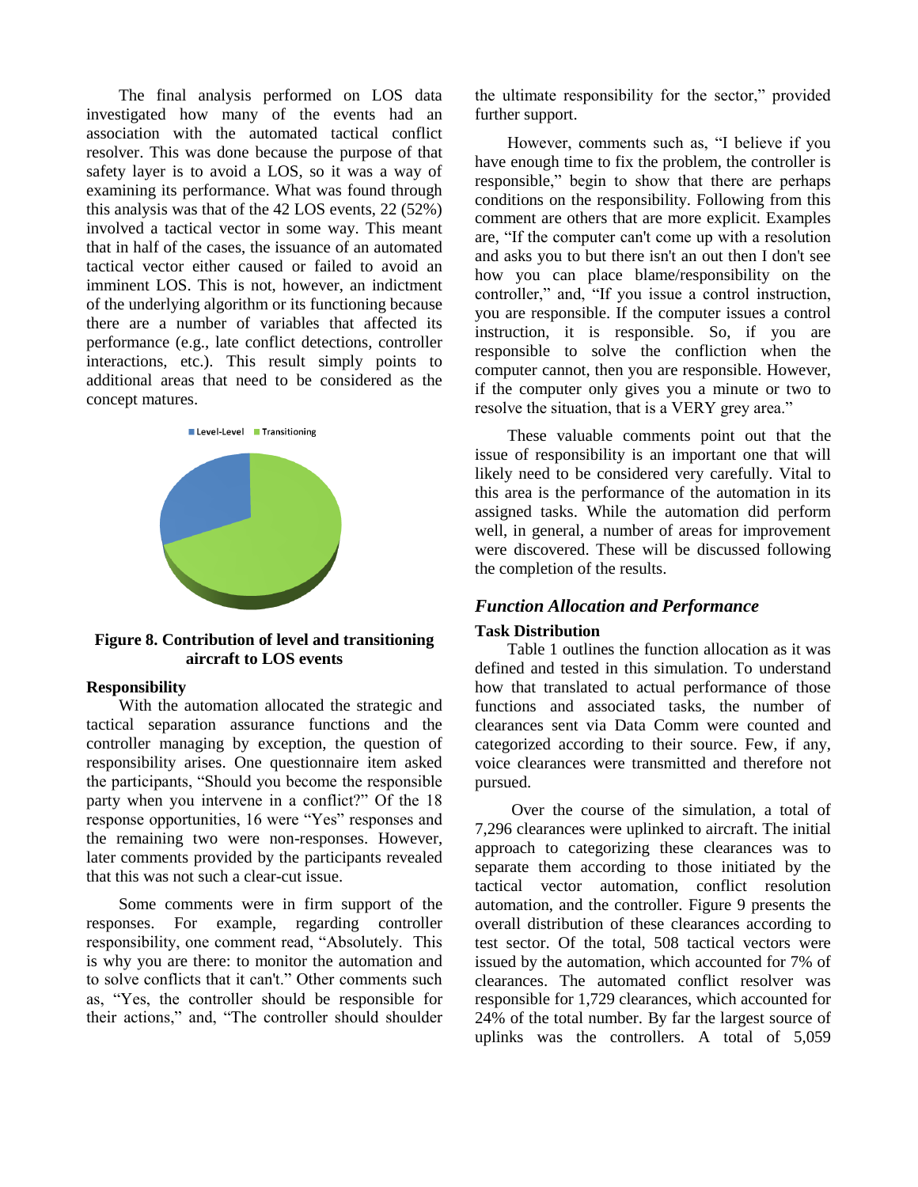The final analysis performed on LOS data investigated how many of the events had an association with the automated tactical conflict resolver. This was done because the purpose of that safety layer is to avoid a LOS, so it was a way of examining its performance. What was found through this analysis was that of the 42 LOS events, 22 (52%) involved a tactical vector in some way. This meant that in half of the cases, the issuance of an automated tactical vector either caused or failed to avoid an imminent LOS. This is not, however, an indictment of the underlying algorithm or its functioning because there are a number of variables that affected its performance (e.g., late conflict detections, controller interactions, etc.). This result simply points to additional areas that need to be considered as the concept matures.

**Figure 8. Contribution of level and transitioning aircraft to LOS events**

### Responsibility

With the automation allocated the strategic and tactical separation assurance functions and the controller managing by exception, the question of responsibility arises. One questionnaire item asked the participants, "Should you become the responsible party when you intervene in a conflict?" Of the 18 response opportunities, 16 were "Yes" responses and the remaining two were non-responses. However, later comments provided by the participants revealed that this was not such a clear-cut issue.

Some comments were in firm support of the responses. For example, regarding controller responsibility, one comment read, "Absolutely. This is why you are there: to monitor the automation and to solve conflicts that it can't." Other comments such as, "Yes, the controller should be responsible for their actions," and, "The controller should shoulder the ultimate responsibility for the sector," provided further support.

However, comments such as, "I believe if you have enough time to fix the problem, the controller is responsible," begin to show that there are perhaps conditions on the responsibility. Following from this comment are others that are more explicit. Examples are, "If the computer can't come up with a resolution and asks you to but there isn't an out then I don't see how you can place blame/responsibility on the controller," and, "If you issue a control instruction, you are responsible. If the computer issues a control instruction, it is responsible. So, if you are responsible to solve the confliction when the computer cannot, then you are responsible. However, if the computer only gives you a minute or two to resolve the situation, that is a VERY grey area."

These valuable comments point out that the issue of responsibility is an important one that will likely need to be considered very carefully. Vital to this area is the performance of the automation in its assigned tasks. While the automation did perform well, in general, a number of areas for improvement were discovered. These will be discussed following the completion of the results.

## *Function Allocation and Performance*

### Task Distribution

Table 1 outlines the function allocation as it was defined and tested in this simulation. To understand how that translated to actual performance of those functions and associated tasks, the number of clearances sent via Data Comm were counted and categorized according to their source. Few, if any, voice clearances were transmitted and therefore not pursued.

Over the course of the simulation, a total of 7,296 clearances were uplinked to aircraft. The initial approach to categorizing these clearances was to separate them according to those initiated by the tactical vector automation, conflict resolution automation, and the controller. Figure 9 presents the overall distribution of these clearances according to test sector. Of the total, 508 tactical vectors were issued by the automation, which accounted for 7% of clearances. The automated conflict resolver was responsible for 1,729 clearances, which accounted for 24% of the total number. By far the largest source of uplinks was the controllers. A total of 5,059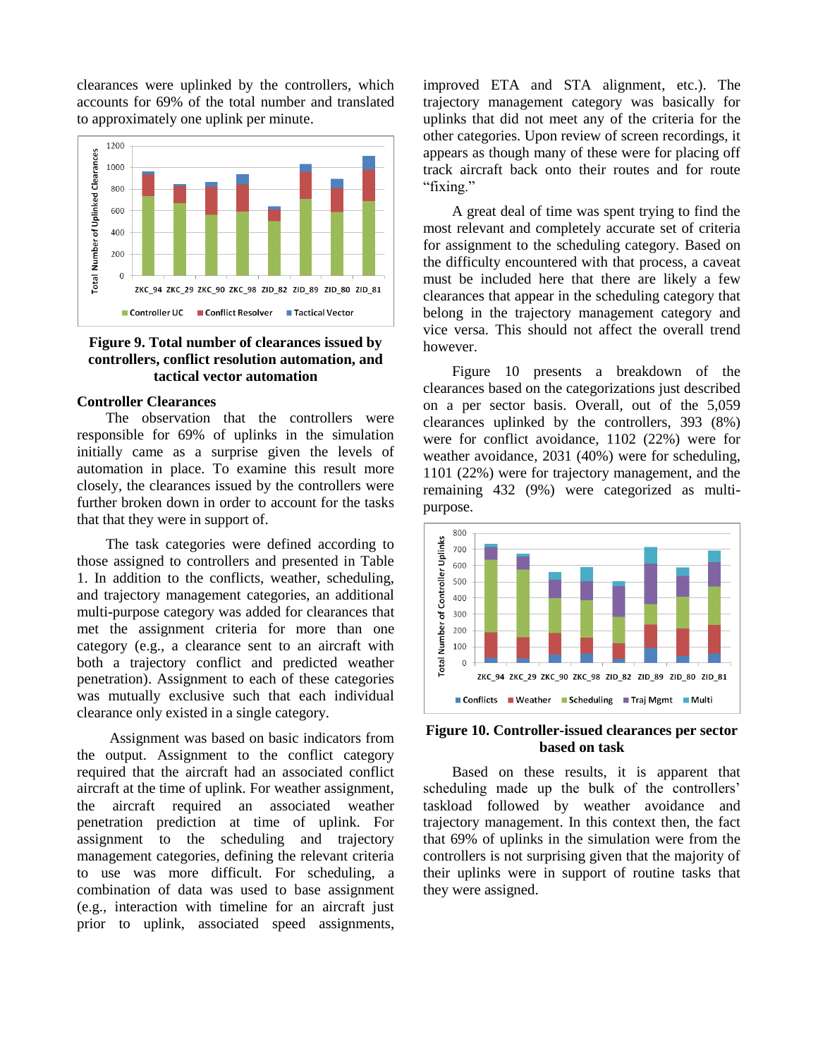clearances were uplinked by the controllers, which accounts for 69% of the total number and translated to approximately one uplink per minute.

**Figure 9. Total number of clearances issued by controllers, conflict resolution automation, and tactical vector automation**

### Controller Clearances

The observation that the controllers were responsible for 69% of uplinks in the simulation initially came as a surprise given the levels of automation in place. To examine this result more closely, the clearances issued by the controllers were further broken down in order to account for the tasks that that they were in support of.

The task categories were defined according to those assigned to controllers and presented in Table 1. In addition to the conflicts, weather, scheduling, and trajectory management categories, an additional multi-purpose category was added for clearances that met the assignment criteria for more than one category (e.g., a clearance sent to an aircraft with both a trajectory conflict and predicted weather penetration). Assignment to each of these categories was mutually exclusive such that each individual clearance only existed in a single category.

Assignment was based on basic indicators from the output. Assignment to the conflict category required that the aircraft had an associated conflict aircraft at the time of uplink. For weather assignment, the aircraft required an associated weather penetration prediction at time of uplink. For assignment to the scheduling and trajectory management categories, defining the relevant criteria to use was more difficult. For scheduling, a combination of data was used to base assignment (e.g., interaction with timeline for an aircraft just prior to uplink, associated speed assignments, improved ETA and STA alignment, etc.). The trajectory management category was basically for uplinks that did not meet any of the criteria for the other categories. Upon review of screen recordings, it appears as though many of these were for placing off track aircraft back onto their routes and for route "fixing."

A great deal of time was spent trying to find the most relevant and completely accurate set of criteria for assignment to the scheduling category. Based on the difficulty encountered with that process, a caveat must be included here that there are likely a few clearances that appear in the scheduling category that belong in the trajectory management category and vice versa. This should not affect the overall trend however.

Figure 10 presents a breakdown of the clearances based on the categorizations just described on a per sector basis. Overall, out of the 5,059 clearances uplinked by the controllers, 393 (8%) were for conflict avoidance, 1102 (22%) were for weather avoidance, 2031 (40%) were for scheduling, 1101 (22%) were for trajectory management, and the remaining 432 (9%) were categorized as multi-purpose.

**Figure 10. Controller-issued clearances per sector based on task**

Based on these results, it is apparent that scheduling made up the bulk of the controllers' taskload followed by weather avoidance and trajectory management. In this context then, the fact that 69% of uplinks in the simulation were from the controllers is not surprising given that the majority of their uplinks were in support of routine tasks that they were assigned.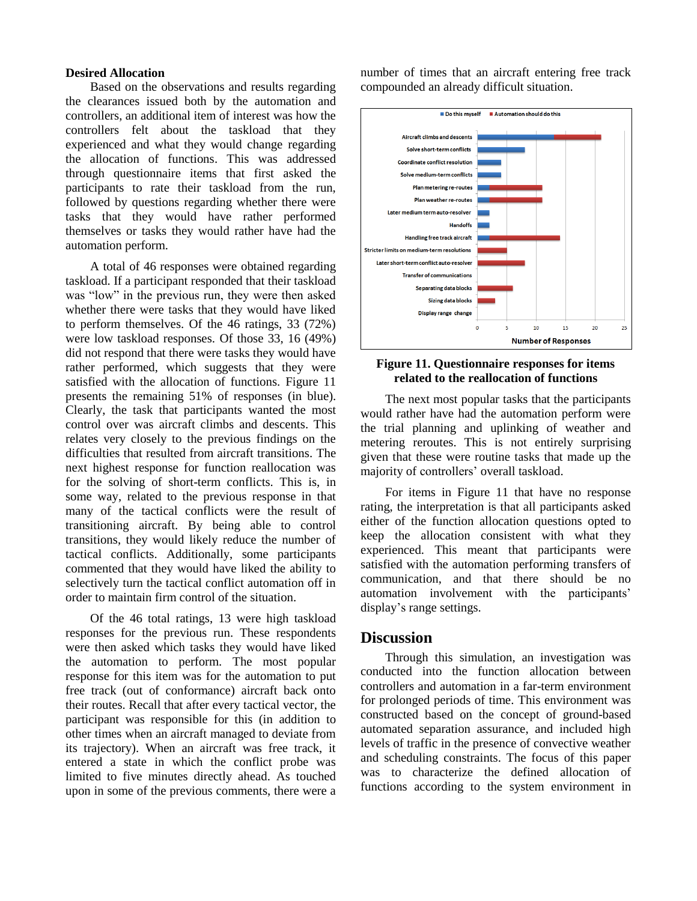### Desired Allocation

Based on the observations and results regarding the clearances issued both by the automation and controllers, an additional item of interest was how the controllers felt about the taskload that they experienced and what they would change regarding the allocation of functions. This was addressed through questionnaire items that first asked the participants to rate their taskload from the run, followed by questions regarding whether there were tasks that they would have rather performed themselves or tasks they would rather have had the automation perform.

A total of 46 responses were obtained regarding taskload. If a participant responded that their taskload was "low" in the previous run, they were then asked whether there were tasks that they would have liked to perform themselves. Of the 46 ratings, 33 (72%) were low taskload responses. Of those 33, 16 (49%) did not respond that there were tasks they would have rather performed, which suggests that they were satisfied with the allocation of functions. Figure 11 presents the remaining 51% of responses (in blue). Clearly, the task that participants wanted the most control over was aircraft climbs and descents. This relates very closely to the previous findings on the difficulties that resulted from aircraft transitions. The next highest response for function reallocation was for the solving of short-term conflicts. This is, in some way, related to the previous response in that many of the tactical conflicts were the result of transitioning aircraft. By being able to control transitions, they would likely reduce the number of tactical conflicts. Additionally, some participants commented that they would have liked the ability to selectively turn the tactical conflict automation off in order to maintain firm control of the situation.

Of the 46 total ratings, 13 were high taskload responses for the previous run. These respondents were then asked which tasks they would have liked the automation to perform. The most popular response for this item was for the automation to put free track (out of conformance) aircraft back onto their routes. Recall that after every tactical vector, the participant was responsible for this (in addition to other times when an aircraft managed to deviate from its trajectory). When an aircraft was free track, it entered a state in which the conflict probe was limited to five minutes directly ahead. As touched upon in some of the previous comments, there were a number of times that an aircraft entering free track compounded an already difficult situation.

**Figure 11. Questionnaire responses for items related to the reallocation of functions**

The next most popular tasks that the participants would rather have had the automation perform were the trial planning and uplinking of weather and metering reroutes. This is not entirely surprising given that these were routine tasks that made up the majority of controllers' overall taskload.

For items in Figure 11 that have no response rating, the interpretation is that all participants asked either of the function allocation questions opted to keep the allocation consistent with what they experienced. This meant that participants were satisfied with the automation performing transfers of communication, and that there should be no automation involvement with the participants' display's range settings.

## Discussion

Through this simulation, an investigation was conducted into the function allocation between controllers and automation in a far-term environment for prolonged periods of time. This environment was constructed based on the concept of ground-based automated separation assurance, and included high levels of traffic in the presence of convective weather and scheduling constraints. The focus of this paper was to characterize the defined allocation of functions according to the system environment in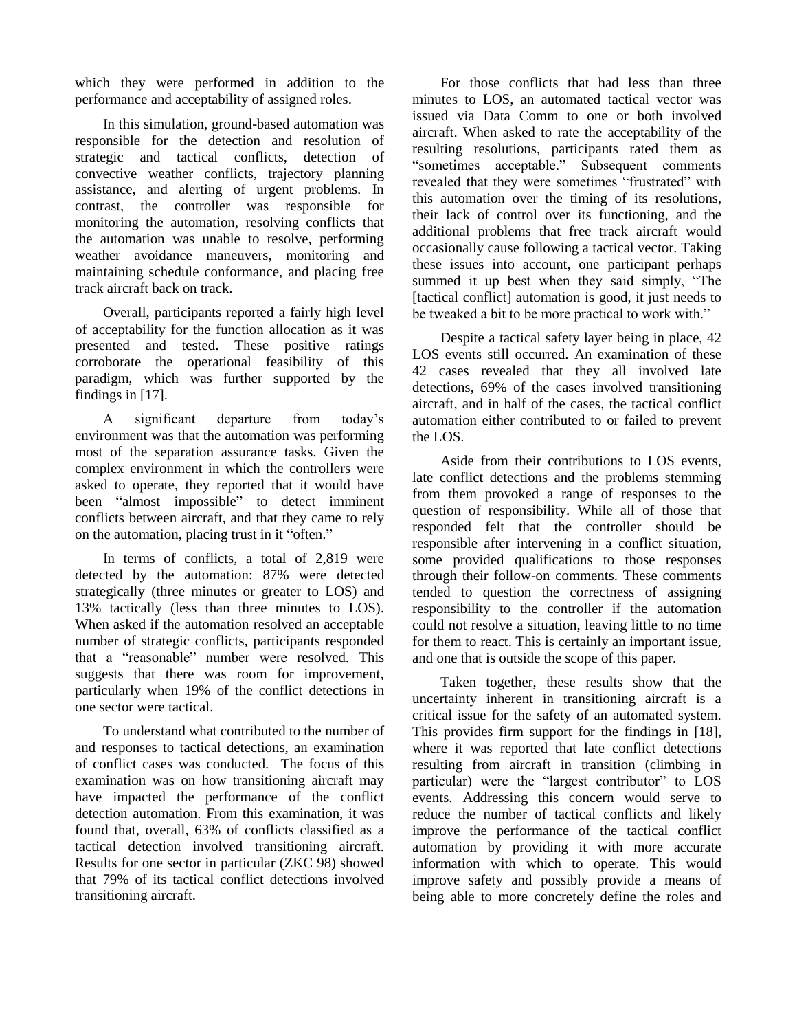which they were performed in addition to the performance and acceptability of assigned roles.

In this simulation, ground-based automation was responsible for the detection and resolution of strategic and tactical conflicts, detection of convective weather conflicts, trajectory planning assistance, and alerting of urgent problems. In contrast, the controller was responsible for monitoring the automation, resolving conflicts that the automation was unable to resolve, performing weather avoidance maneuvers, monitoring and maintaining schedule conformance, and placing free track aircraft back on track.

Overall, participants reported a fairly high level of acceptability for the function allocation as it was presented and tested. These positive ratings corroborate the operational feasibility of this paradigm, which was further supported by the findings in [17].

A significant departure from today's environment was that the automation was performing most of the separation assurance tasks. Given the complex environment in which the controllers were asked to operate, they reported that it would have been "almost impossible" to detect imminent conflicts between aircraft, and that they came to rely on the automation, placing trust in it "often."

In terms of conflicts, a total of 2,819 were detected by the automation: 87% were detected strategically (three minutes or greater to LOS) and 13% tactically (less than three minutes to LOS). When asked if the automation resolved an acceptable number of strategic conflicts, participants responded that a "reasonable" number were resolved. This suggests that there was room for improvement, particularly when 19% of the conflict detections in one sector were tactical.

To understand what contributed to the number of and responses to tactical detections, an examination of conflict cases was conducted. The focus of this examination was on how transitioning aircraft may have impacted the performance of the conflict detection automation. From this examination, it was found that, overall, 63% of conflicts classified as a tactical detection involved transitioning aircraft. Results for one sector in particular (ZKC 98) showed that 79% of its tactical conflict detections involved transitioning aircraft.

For those conflicts that had less than three minutes to LOS, an automated tactical vector was issued via Data Comm to one or both involved aircraft. When asked to rate the acceptability of the resulting resolutions, participants rated them as "sometimes acceptable." Subsequent comments revealed that they were sometimes "frustrated" with this automation over the timing of its resolutions, their lack of control over its functioning, and the additional problems that free track aircraft would occasionally cause following a tactical vector. Taking these issues into account, one participant perhaps summed it up best when they said simply, "The [tactical conflict] automation is good, it just needs to be tweaked a bit to be more practical to work with."

Despite a tactical safety layer being in place, 42 LOS events still occurred. An examination of these 42 cases revealed that they all involved late detections, 69% of the cases involved transitioning aircraft, and in half of the cases, the tactical conflict automation either contributed to or failed to prevent the LOS.

Aside from their contributions to LOS events, late conflict detections and the problems stemming from them provoked a range of responses to the question of responsibility. While all of those that responded felt that the controller should be responsible after intervening in a conflict situation, some provided qualifications to those responses through their follow-on comments. These comments tended to question the correctness of assigning responsibility to the controller if the automation could not resolve a situation, leaving little to no time for them to react. This is certainly an important issue, and one that is outside the scope of this paper.

Taken together, these results show that the uncertainty inherent in transitioning aircraft is a critical issue for the safety of an automated system. This provides firm support for the findings in [18], where it was reported that late conflict detections resulting from aircraft in transition (climbing in particular) were the "largest contributor" to LOS events. Addressing this concern would serve to reduce the number of tactical conflicts and likely improve the performance of the tactical conflict automation by providing it with more accurate information with which to operate. This would improve safety and possibly provide a means of being able to more concretely define the roles and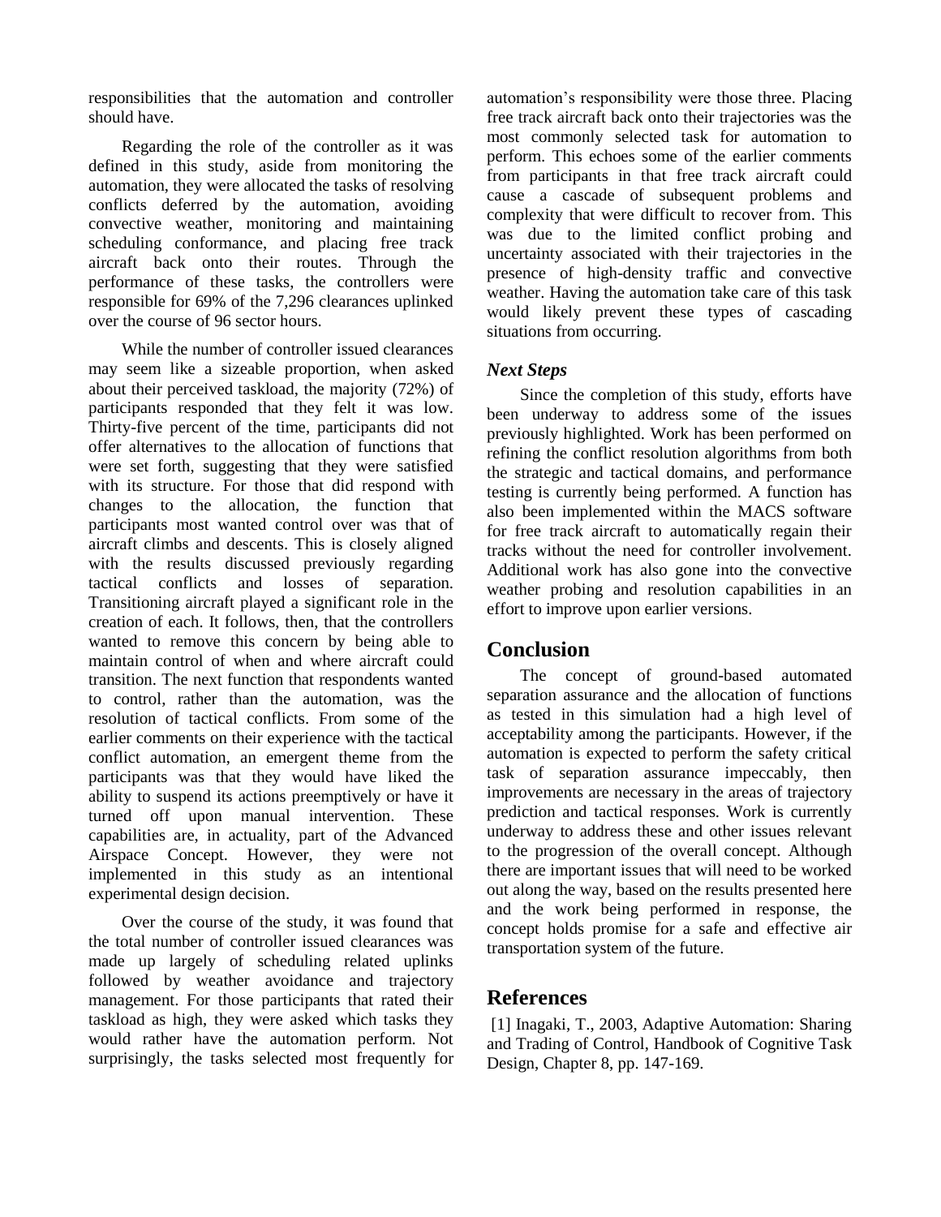responsibilities that the automation and controller should have.

Regarding the role of the controller as it was defined in this study, aside from monitoring the automation, they were allocated the tasks of resolving conflicts deferred by the automation, avoiding convective weather, monitoring and maintaining scheduling conformance, and placing free track aircraft back onto their routes. Through the performance of these tasks, the controllers were responsible for 69% of the 7,296 clearances uplinked over the course of 96 sector hours.

While the number of controller issued clearances may seem like a sizeable proportion, when asked about their perceived taskload, the majority (72%) of participants responded that they felt it was low. Thirty-five percent of the time, participants did not offer alternatives to the allocation of functions that were set forth, suggesting that they were satisfied with its structure. For those that did respond with changes to the allocation, the function that participants most wanted control over was that of aircraft climbs and descents. This is closely aligned with the results discussed previously regarding tactical conflicts and losses of separation. Transitioning aircraft played a significant role in the creation of each. It follows, then, that the controllers wanted to remove this concern by being able to maintain control of when and where aircraft could transition. The next function that respondents wanted to control, rather than the automation, was the resolution of tactical conflicts. From some of the earlier comments on their experience with the tactical conflict automation, an emergent theme from the participants was that they would have liked the ability to suspend its actions preemptively or have it turned off upon manual intervention. These capabilities are, in actuality, part of the Advanced Airspace Concept. However, they were not implemented in this study as an intentional experimental design decision.

Over the course of the study, it was found that the total number of controller issued clearances was made up largely of scheduling related uplinks followed by weather avoidance and trajectory management. For those participants that rated their taskload as high, they were asked which tasks they would rather have the automation perform. Not surprisingly, the tasks selected most frequently for automation's responsibility were those three. Placing free track aircraft back onto their trajectories was the most commonly selected task for automation to perform. This echoes some of the earlier comments from participants in that free track aircraft could cause a cascade of subsequent problems and complexity that were difficult to recover from. This was due to the limited conflict probing and uncertainty associated with their trajectories in the presence of high-density traffic and convective weather. Having the automation take care of this task would likely prevent these types of cascading situations from occurring.

### *Next Steps*

Since the completion of this study, efforts have been underway to address some of the issues previously highlighted. Work has been performed on refining the conflict resolution algorithms from both the strategic and tactical domains, and performance testing is currently being performed. A function has also been implemented within the MACS software for free track aircraft to automatically regain their tracks without the need for controller involvement. Additional work has also gone into the convective weather probing and resolution capabilities in an effort to improve upon earlier versions.

## Conclusion

The concept of ground-based automated separation assurance and the allocation of functions as tested in this simulation had a high level of acceptability among the participants. However, if the automation is expected to perform the safety critical task of separation assurance impeccably, then improvements are necessary in the areas of trajectory prediction and tactical responses. Work is currently underway to address these and other issues relevant to the progression of the overall concept. Although there are important issues that will need to be worked out along the way, based on the results presented here and the work being performed in response, the concept holds promise for a safe and effective air transportation system of the future.

## References

[1] Inagaki, T., 2003, Adaptive Automation: Sharing and Trading of Control, Handbook of Cognitive Task Design, Chapter 8, pp. 147-169.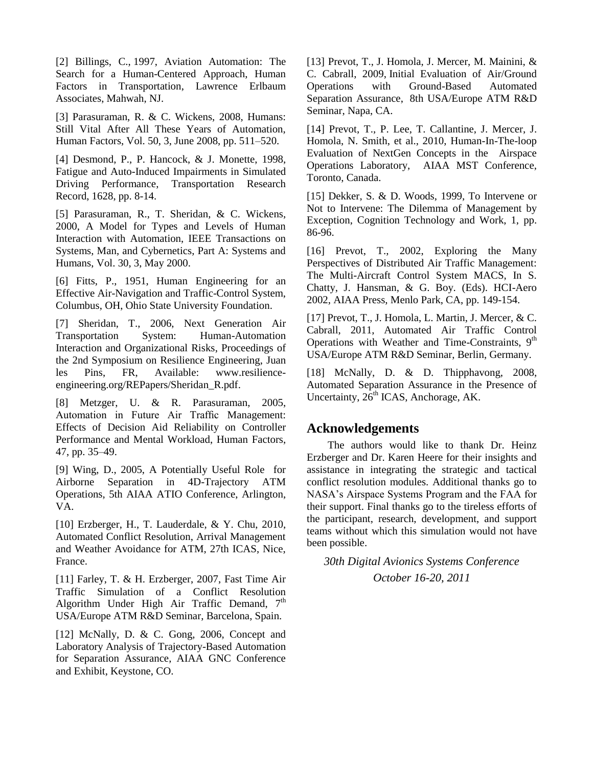[2] Billings, C., 1997, Aviation Automation: The Search for a Human-Centered Approach, Human Factors in Transportation, Lawrence Erlbaum Associates, Mahwah, NJ.

[3] Parasuraman, R. & C. Wickens, 2008, Humans: Still Vital After All These Years of Automation, Human Factors, Vol. 50, 3, June 2008, pp. 511–520.

[4] Desmond, P., P. Hancock, & J. Monette, 1998, Fatigue and Auto-Induced Impairments in Simulated Driving Performance, Transportation Research Record, 1628, pp. 8-14.

[5] Parasuraman, R., T. Sheridan, & C. Wickens, 2000, A Model for Types and Levels of Human Interaction with Automation, IEEE Transactions on Systems, Man, and Cybernetics, Part A: Systems and Humans, Vol. 30, 3, May 2000.

[6] Fitts, P., 1951, Human Engineering for an Effective Air-Navigation and Traffic-Control System, Columbus, OH, Ohio State University Foundation.

[7] Sheridan, T., 2006, Next Generation Air Transportation System: Human-Automation Interaction and Organizational Risks, Proceedings of the 2nd Symposium on Resilience Engineering, Juan les Pins, FR, Available: www.resilience-engineering.org/REPapers/Sheridan_R.pdf.

[8] Metzger, U. & R. Parasuraman, 2005, Automation in Future Air Traffic Management: Effects of Decision Aid Reliability on Controller Performance and Mental Workload, Human Factors, 47, pp. 35–49.

[9] Wing, D., 2005, A Potentially Useful Role for Airborne Separation in 4D-Trajectory ATM Operations, 5th AIAA ATIO Conference, Arlington, VA.

[10] Erzberger, H., T. Lauderdale, & Y. Chu, 2010, Automated Conflict Resolution, Arrival Management and Weather Avoidance for ATM, 27th ICAS, Nice, France.

[11] Farley, T. & H. Erzberger, 2007, Fast Time Air Traffic Simulation of a Conflict Resolution Algorithm Under High Air Traffic Demand, 7th USA/Europe ATM R&D Seminar, Barcelona, Spain.

[12] McNally, D. & C. Gong, 2006, Concept and Laboratory Analysis of Trajectory-Based Automation for Separation Assurance, AIAA GNC Conference and Exhibit, Keystone, CO.

[13] Prevot, T., J. Homola, J. Mercer, M. Mainini, & C. Cabrall, 2009, Initial Evaluation of Air/Ground Operations with Ground-Based Automated Separation Assurance, 8th USA/Europe ATM R&D Seminar, Napa, CA.

[14] Prevot, T., P. Lee, T. Callantine, J. Mercer, J. Homola, N. Smith, et al., 2010, Human-In-The-loop Evaluation of NextGen Concepts in the Airspace Operations Laboratory, AIAA MST Conference, Toronto, Canada.

[15] Dekker, S. & D. Woods, 1999, To Intervene or Not to Intervene: The Dilemma of Management by Exception, Cognition Technology and Work, 1, pp. 86-96.

[16] Prevot, T., 2002, Exploring the Many Perspectives of Distributed Air Traffic Management: The Multi-Aircraft Control System MACS, In S. Chatty, J. Hansman, & G. Boy. (Eds). HCI-Aero 2002, AIAA Press, Menlo Park, CA, pp. 149-154.

[17] Prevot, T., J. Homola, L. Martin, J. Mercer, & C. Cabrall, 2011, Automated Air Traffic Control Operations with Weather and Time-Constraints, 9th USA/Europe ATM R&D Seminar, Berlin, Germany.

[18] McNally, D. & D. Thipphavong, 2008, Automated Separation Assurance in the Presence of Uncertainty, 26th ICAS, Anchorage, AK.

## Acknowledgements

The authors would like to thank Dr. Heinz Erzberger and Dr. Karen Heere for their insights and assistance in integrating the strategic and tactical conflict resolution modules. Additional thanks go to NASA's Airspace Systems Program and the FAA for their support. Final thanks go to the tireless efforts of the participant, research, development, and support teams without which this simulation would not have been possible.

*30th Digital Avionics Systems Conference*

*October 16-20, 2011*